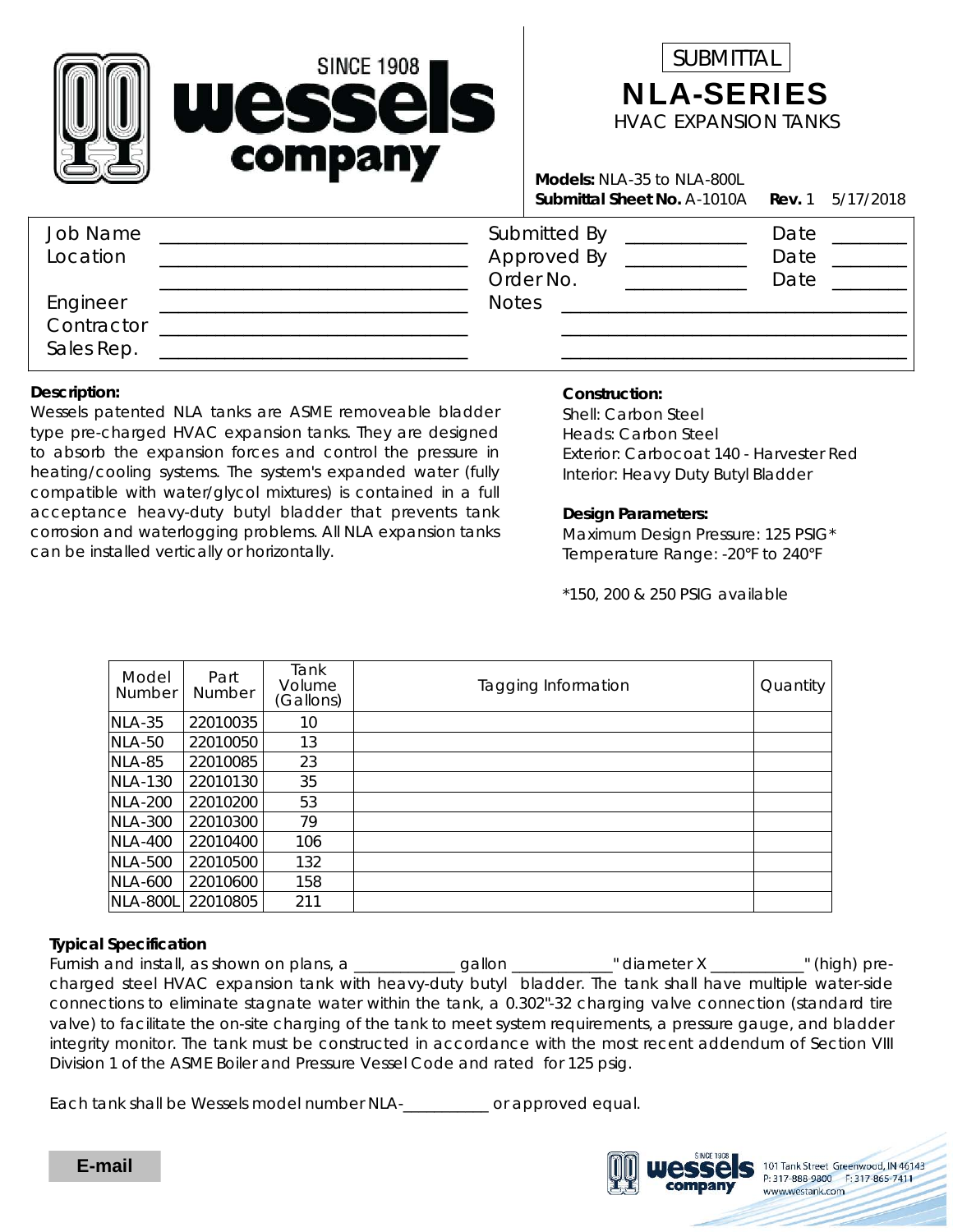SUBMITTAL

# NLA-SERIES

## HVAC EXPANSION TANKS

**Models:** NLA-35 to NLA-800L
**Submittal Sheet No.** A-1010A **Rev.** 1 5/17/2018

| | | | |
|---|---|---|---|
| Job Name | ______________________ | Submitted By ____________ | Date ________ |
| Location | ______________________ | Approved By ____________ | Date ________ |
| | ______________________ | Order No. ____________ | Date ________ |
| Engineer | ______________________ | Notes ______________________ | |
| Contractor | ______________________ | ______________________ | |
| Sales Rep. | ______________________ | ______________________ | |

**Description:**

Wessels patented NLA tanks are ASME removeable bladder type pre-charged HVAC expansion tanks. They are designed to absorb the expansion forces and control the pressure in heating/cooling systems. The system's expanded water (fully compatible with water/glycol mixtures) is contained in a full acceptance heavy-duty butyl bladder that prevents tank corrosion and waterlogging problems. All NLA expansion tanks can be installed vertically or horizontally.

**Construction:**

Shell: Carbon Steel
Heads: Carbon Steel
Exterior: Carbocoat 140 - Harvester Red
Interior: Heavy Duty Butyl Bladder

**Design Parameters:**

Maximum Design Pressure: 125 PSIG*
Temperature Range: -20°F to 240°F

*150, 200 & 250 PSIG available

| Model Number | Part Number | Tank Volume (Gallons) | Tagging Information | Quantity |
|---|---|---|---|---|
| NLA-35 | 22010035 | 10 | | |
| NLA-50 | 22010050 | 13 | | |
| NLA-85 | 22010085 | 23 | | |
| NLA-130 | 22010130 | 35 | | |
| NLA-200 | 22010200 | 53 | | |
| NLA-300 | 22010300 | 79 | | |
| NLA-400 | 22010400 | 106 | | |
| NLA-500 | 22010500 | 132 | | |
| NLA-600 | 22010600 | 158 | | |
| NLA-800L | 22010805 | 211 | | |

**Typical Specification**

Furnish and install, as shown on plans, a ____________ gallon ____________" diameter X ___________" (high) pre-charged steel HVAC expansion tank with heavy-duty butyl bladder. The tank shall have multiple water-side connections to eliminate stagnate water within the tank, a 0.302"-32 charging valve connection (standard tire valve) to facilitate the on-site charging of the tank to meet system requirements, a pressure gauge, and bladder integrity monitor. The tank must be constructed in accordance with the most recent addendum of Section VIII Division 1 of the ASME Boiler and Pressure Vessel Code and rated for 125 psig.

Each tank shall be Wessels model number NLA-__________ or approved equal.

E-mail

101 Tank Street Greenwood, IN 46143
P: 317-888-9800 F: 317-865-7411
www.westank.com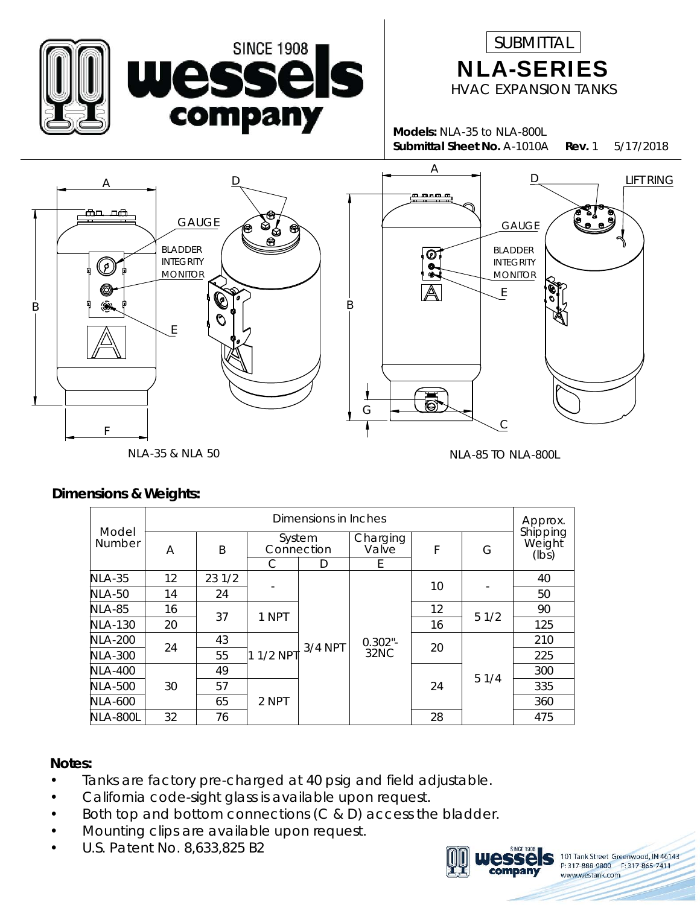SUBMITTAL

# NLA-SERIES

HVAC EXPANSION TANKS

**Models:** NLA-35 to NLA-800L
**Submittal Sheet No.** A-1010A **Rev.** 1 5/17/2018

A
B
D
GAUGE
BLADDER INTEGRITY MONITOR
E
F

NLA-35 & NLA 50

A
B
D
LIFT RING
GAUGE
BLADDER INTEGRITY MONITOR
E
G
C

NLA-85 TO NLA-800L

## Dimensions & Weights:

| Model Number | Dimensions in Inches | | | | | | | Approx. Shipping Weight (lbs) |
|---|---|---|---|---|---|---|---|---|
| | A | B | System Connection | | Charging Valve | F | G | |
| | | | C | D | E | | | |
| NLA-35 | 12 | 23 1/2 | - | 3/4 NPT | 0.302"-32NC | 10 | - | 40 |
| NLA-50 | 14 | 24 | - | 3/4 NPT | 0.302"-32NC | 10 | - | 50 |
| NLA-85 | 16 | 37 | 1 NPT | 3/4 NPT | 0.302"-32NC | 12 | 5 1/2 | 90 |
| NLA-130 | 20 | 37 | 1 NPT | 3/4 NPT | 0.302"-32NC | 16 | 5 1/2 | 125 |
| NLA-200 | 24 | 43 | 1 1/2 NPT | 3/4 NPT | 0.302"-32NC | 20 | 5 1/4 | 210 |
| NLA-300 | 24 | 55 | 1 1/2 NPT | 3/4 NPT | 0.302"-32NC | 20 | 5 1/4 | 225 |
| NLA-400 | 30 | 49 | 1 1/2 NPT | 3/4 NPT | 0.302"-32NC | 24 | 5 1/4 | 300 |
| NLA-500 | 30 | 57 | 2 NPT | 3/4 NPT | 0.302"-32NC | 24 | 5 1/4 | 335 |
| NLA-600 | 30 | 65 | 2 NPT | 3/4 NPT | 0.302"-32NC | 24 | 5 1/4 | 360 |
| NLA-800L | 32 | 76 | 2 NPT | 3/4 NPT | 0.302"-32NC | 28 | 5 1/4 | 475 |

**Notes:**

- Tanks are factory pre-charged at 40 psig and field adjustable.
- California code-sight glass is available upon request.
- Both top and bottom connections (C & D) access the bladder.
- Mounting clips are available upon request.
- U.S. Patent No. 8,633,825 B2

101 Tank Street Greenwood, IN 46143
P: 317-888-9800 F: 317-865-7411
www.westank.com